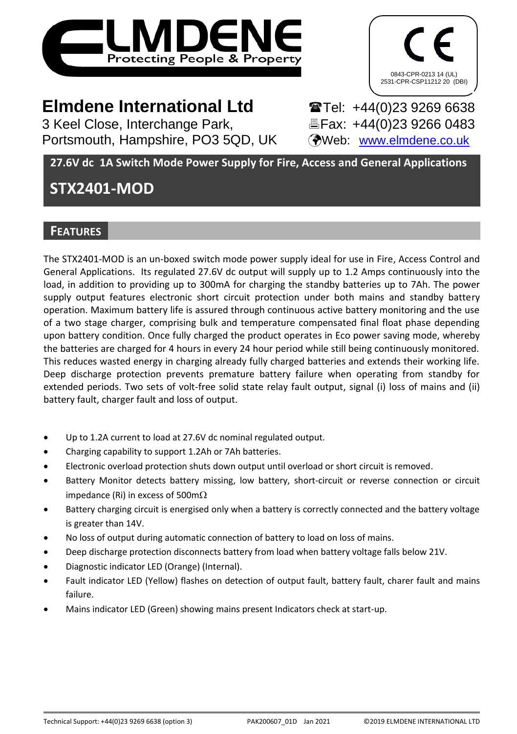ELMDENE
Protecting People & Property

CE
0843-CPR-0213 14 (UL)
2531-CPR-CSP11212 20 (DBI)

# Elmdene International Ltd

3 Keel Close, Interchange Park,
Portsmouth, Hampshire, PO3 5QD, UK

Tel: +44(0)23 9269 6638
Fax: +44(0)23 9266 0483
Web: www.elmdene.co.uk

**27.6V dc 1A Switch Mode Power Supply for Fire, Access and General Applications**

# STX2401-MOD

## FEATURES

The STX2401-MOD is an un-boxed switch mode power supply ideal for use in Fire, Access Control and General Applications. Its regulated 27.6V dc output will supply up to 1.2 Amps continuously into the load, in addition to providing up to 300mA for charging the standby batteries up to 7Ah. The power supply output features electronic short circuit protection under both mains and standby battery operation. Maximum battery life is assured through continuous active battery monitoring and the use of a two stage charger, comprising bulk and temperature compensated final float phase depending upon battery condition. Once fully charged the product operates in Eco power saving mode, whereby the batteries are charged for 4 hours in every 24 hour period while still being continuously monitored. This reduces wasted energy in charging already fully charged batteries and extends their working life. Deep discharge protection prevents premature battery failure when operating from standby for extended periods. Two sets of volt-free solid state relay fault output, signal (i) loss of mains and (ii) battery fault, charger fault and loss of output.

- Up to 1.2A current to load at 27.6V dc nominal regulated output.
- Charging capability to support 1.2Ah or 7Ah batteries.
- Electronic overload protection shuts down output until overload or short circuit is removed.
- Battery Monitor detects battery missing, low battery, short-circuit or reverse connection or circuit impedance (Ri) in excess of 500mΩ
- Battery charging circuit is energised only when a battery is correctly connected and the battery voltage is greater than 14V.
- No loss of output during automatic connection of battery to load on loss of mains.
- Deep discharge protection disconnects battery from load when battery voltage falls below 21V.
- Diagnostic indicator LED (Orange) (Internal).
- Fault indicator LED (Yellow) flashes on detection of output fault, battery fault, charer fault and mains failure.
- Mains indicator LED (Green) showing mains present Indicators check at start-up.

Technical Support: +44(0)23 9269 6638 (option 3) PAK200607_01D Jan 2021 ©2019 ELMDENE INTERNATIONAL LTD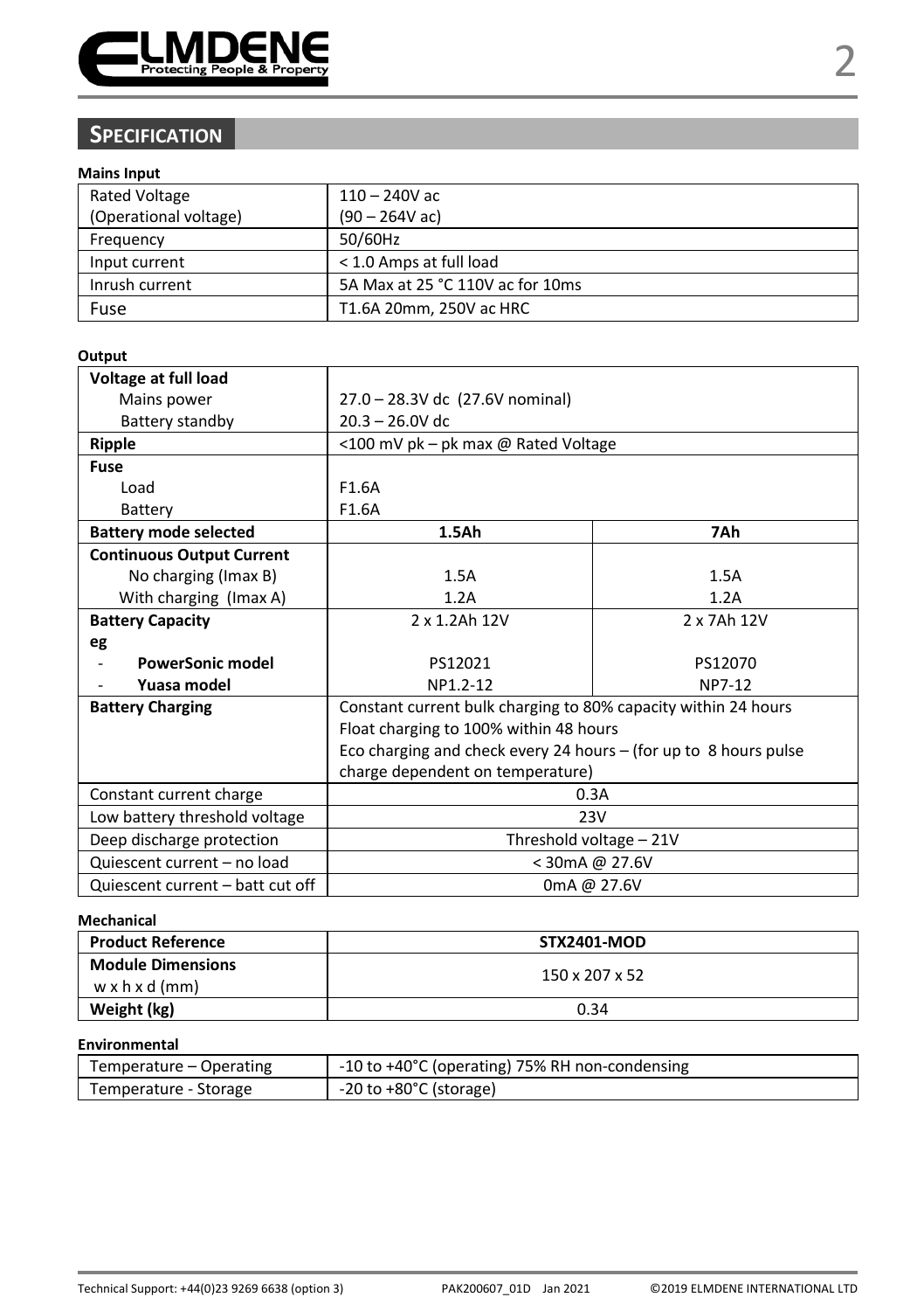## SPECIFICATION

**Mains Input**

| | |
|---|---|
| Rated Voltage (Operational voltage) | 110 – 240V ac (90 – 264V ac) |
| Frequency | 50/60Hz |
| Input current | < 1.0 Amps at full load |
| Inrush current | 5A Max at 25 °C 110V ac for 10ms |
| Fuse | T1.6A 20mm, 250V ac HRC |

**Output**

| | | |
|---|---|---|
| **Voltage at full load** | | |
| Mains power | 27.0 – 28.3V dc (27.6V nominal) | |
| Battery standby | 20.3 – 26.0V dc | |
| **Ripple** | <100 mV pk – pk max @ Rated Voltage | |
| **Fuse** | | |
| Load | F1.6A | |
| Battery | F1.6A | |
| **Battery mode selected** | **1.5Ah** | **7Ah** |
| **Continuous Output Current** | | |
| No charging (Imax B) | 1.5A | 1.5A |
| With charging (Imax A) | 1.2A | 1.2A |
| **Battery Capacity** | 2 x 1.2Ah 12V | 2 x 7Ah 12V |
| **eg** | | |
| - **PowerSonic model** | PS12021 | PS12070 |
| - **Yuasa model** | NP1.2-12 | NP7-12 |
| **Battery Charging** | Constant current bulk charging to 80% capacity within 24 hours<br>Float charging to 100% within 48 hours<br>Eco charging and check every 24 hours – (for up to 8 hours pulse charge dependent on temperature) | |
| Constant current charge | 0.3A | |
| Low battery threshold voltage | 23V | |
| Deep discharge protection | Threshold voltage – 21V | |
| Quiescent current – no load | < 30mA @ 27.6V | |
| Quiescent current – batt cut off | 0mA @ 27.6V | |

**Mechanical**

| | |
|---|---|
| **Product Reference** | **STX2401-MOD** |
| **Module Dimensions** w x h x d (mm) | 150 x 207 x 52 |
| **Weight (kg)** | 0.34 |

**Environmental**

| | |
|---|---|
| Temperature – Operating | -10 to +40°C (operating) 75% RH non-condensing |
| Temperature - Storage | -20 to +80°C (storage) |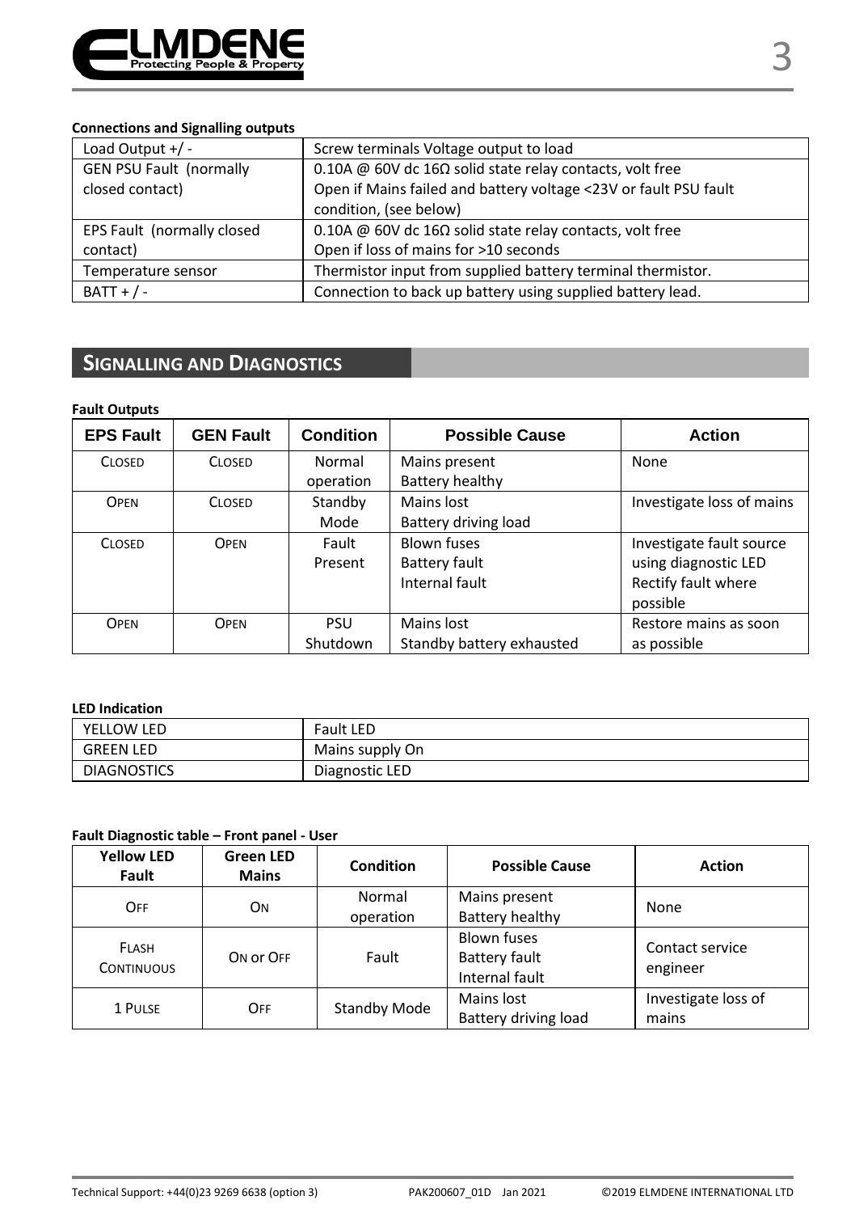**Connections and Signalling outputs**

| | |
|---|---|
| Load Output +/ - | Screw terminals Voltage output to load |
| GEN PSU Fault (normally closed contact) | 0.10A @ 60V dc 16Ω solid state relay contacts, volt free<br>Open if Mains failed and battery voltage <23V or fault PSU fault condition, (see below) |
| EPS Fault (normally closed contact) | 0.10A @ 60V dc 16Ω solid state relay contacts, volt free<br>Open if loss of mains for >10 seconds |
| Temperature sensor | Thermistor input from supplied battery terminal thermistor. |
| BATT + / - | Connection to back up battery using supplied battery lead. |

## Signalling and Diagnostics

**Fault Outputs**

| EPS Fault | GEN Fault | Condition | Possible Cause | Action |
|---|---|---|---|---|
| Closed | Closed | Normal operation | Mains present<br>Battery healthy | None |
| Open | Closed | Standby Mode | Mains lost<br>Battery driving load | Investigate loss of mains |
| Closed | Open | Fault Present | Blown fuses<br>Battery fault<br>Internal fault | Investigate fault source using diagnostic LED<br>Rectify fault where possible |
| Open | Open | PSU Shutdown | Mains lost<br>Standby battery exhausted | Restore mains as soon as possible |

**LED Indication**

| | |
|---|---|
| YELLOW LED | Fault LED |
| GREEN LED | Mains supply On |
| DIAGNOSTICS | Diagnostic LED |

**Fault Diagnostic table – Front panel - User**

| Yellow LED Fault | Green LED Mains | Condition | Possible Cause | Action |
|---|---|---|---|---|
| Off | On | Normal operation | Mains present<br>Battery healthy | None |
| Flash<br>Continuous | On or Off | Fault | Blown fuses<br>Battery fault<br>Internal fault | Contact service engineer |
| 1 Pulse | Off | Standby Mode | Mains lost<br>Battery driving load | Investigate loss of mains |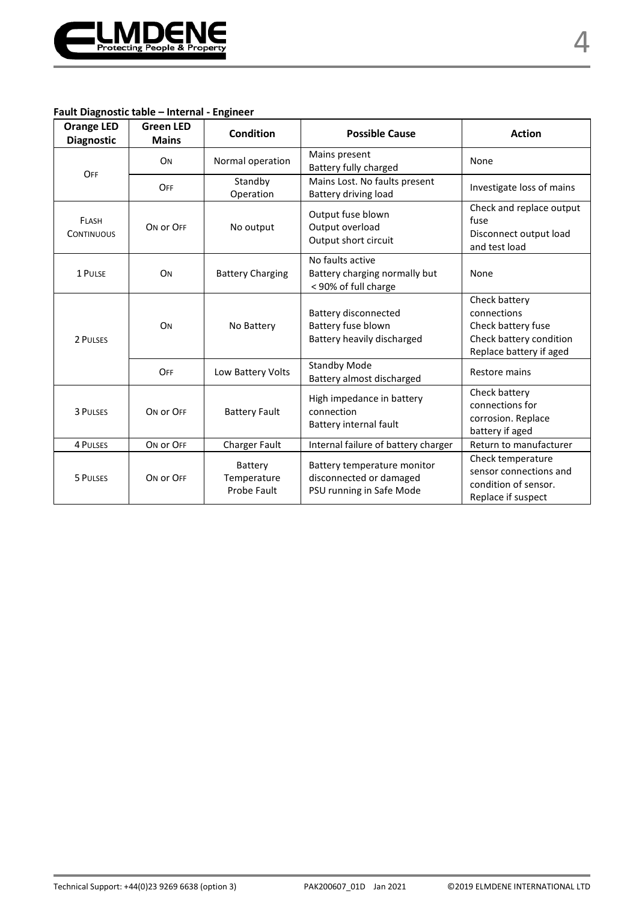**Fault Diagnostic table – Internal - Engineer**

| Orange LED Diagnostic | Green LED Mains | Condition | Possible Cause | Action |
|---|---|---|---|---|
| OFF | ON | Normal operation | Mains present<br>Battery fully charged | None |
| | OFF | Standby Operation | Mains Lost. No faults present<br>Battery driving load | Investigate loss of mains |
| FLASH CONTINUOUS | ON or OFF | No output | Output fuse blown<br>Output overload<br>Output short circuit | Check and replace output fuse<br>Disconnect output load and test load |
| 1 PULSE | ON | Battery Charging | No faults active<br>Battery charging normally but < 90% of full charge | None |
| 2 PULSES | ON | No Battery | Battery disconnected<br>Battery fuse blown<br>Battery heavily discharged | Check battery connections<br>Check battery fuse<br>Check battery condition<br>Replace battery if aged |
| | OFF | Low Battery Volts | Standby Mode<br>Battery almost discharged | Restore mains |
| 3 PULSES | ON or OFF | Battery Fault | High impedance in battery connection<br>Battery internal fault | Check battery connections for corrosion. Replace battery if aged |
| 4 PULSES | ON or OFF | Charger Fault | Internal failure of battery charger | Return to manufacturer |
| 5 PULSES | ON or OFF | Battery Temperature Probe Fault | Battery temperature monitor disconnected or damaged<br>PSU running in Safe Mode | Check temperature sensor connections and condition of sensor.<br>Replace if suspect |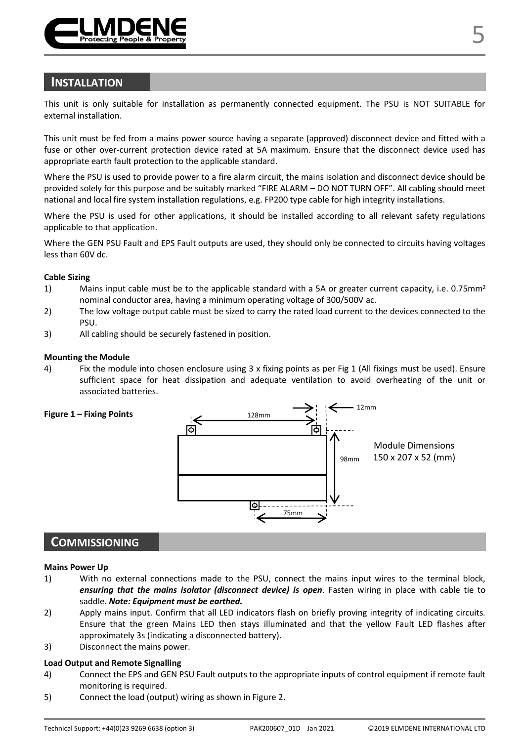## INSTALLATION

This unit is only suitable for installation as permanently connected equipment. The PSU is NOT SUITABLE for external installation.

This unit must be fed from a mains power source having a separate (approved) disconnect device and fitted with a fuse or other over-current protection device rated at 5A maximum. Ensure that the disconnect device used has appropriate earth fault protection to the applicable standard.

Where the PSU is used to provide power to a fire alarm circuit, the mains isolation and disconnect device should be provided solely for this purpose and be suitably marked "FIRE ALARM – DO NOT TURN OFF". All cabling should meet national and local fire system installation regulations, e.g. FP200 type cable for high integrity installations.

Where the PSU is used for other applications, it should be installed according to all relevant safety regulations applicable to that application.

Where the GEN PSU Fault and EPS Fault outputs are used, they should only be connected to circuits having voltages less than 60V dc.

**Cable Sizing**

1) Mains input cable must be to the applicable standard with a 5A or greater current capacity, i.e. 0.75mm$^2$ nominal conductor area, having a minimum operating voltage of 300/500V ac.
2) The low voltage output cable must be sized to carry the rated load current to the devices connected to the PSU.
3) All cabling should be securely fastened in position.

**Mounting the Module**

4) Fix the module into chosen enclosure using 3 x fixing points as per Fig 1 (All fixings must be used). Ensure sufficient space for heat dissipation and adequate ventilation to avoid overheating of the unit or associated batteries.

**Figure 1 – Fixing Points**

128mm — 12mm — 98mm — 75mm

Module Dimensions 150 x 207 x 52 (mm)

## COMMISSIONING

**Mains Power Up**

1) With no external connections made to the PSU, connect the mains input wires to the terminal block, ***ensuring that the mains isolator (disconnect device) is open***. Fasten wiring in place with cable tie to saddle. ***Note: Equipment must be earthed.***
2) Apply mains input. Confirm that all LED indicators flash on briefly proving integrity of indicating circuits. Ensure that the green Mains LED then stays illuminated and that the yellow Fault LED flashes after approximately 3s (indicating a disconnected battery).
3) Disconnect the mains power.

**Load Output and Remote Signalling**

4) Connect the EPS and GEN PSU Fault outputs to the appropriate inputs of control equipment if remote fault monitoring is required.
5) Connect the load (output) wiring as shown in Figure 2.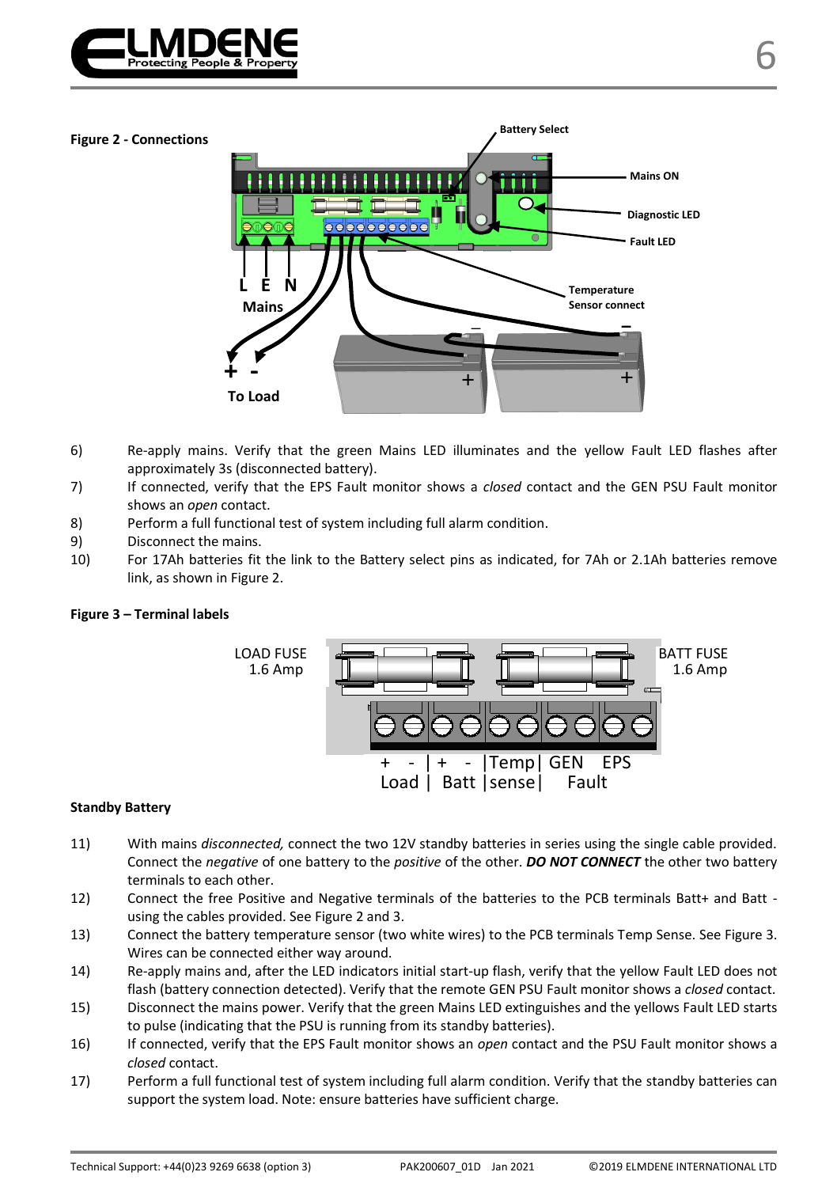**Figure 2 - Connections**

6) Re-apply mains. Verify that the green Mains LED illuminates and the yellow Fault LED flashes after approximately 3s (disconnected battery).
7) If connected, verify that the EPS Fault monitor shows a *closed* contact and the GEN PSU Fault monitor shows an *open* contact.
8) Perform a full functional test of system including full alarm condition.
9) Disconnect the mains.
10) For 17Ah batteries fit the link to the Battery select pins as indicated, for 7Ah or 2.1Ah batteries remove link, as shown in Figure 2.

**Figure 3 – Terminal labels**

**Standby Battery**

11) With mains *disconnected,* connect the two 12V standby batteries in series using the single cable provided. Connect the *negative* of one battery to the *positive* of the other. ***DO NOT CONNECT*** the other two battery terminals to each other.
12) Connect the free Positive and Negative terminals of the batteries to the PCB terminals Batt+ and Batt - using the cables provided. See Figure 2 and 3.
13) Connect the battery temperature sensor (two white wires) to the PCB terminals Temp Sense. See Figure 3. Wires can be connected either way around.
14) Re-apply mains and, after the LED indicators initial start-up flash, verify that the yellow Fault LED does not flash (battery connection detected). Verify that the remote GEN PSU Fault monitor shows a *closed* contact.
15) Disconnect the mains power. Verify that the green Mains LED extinguishes and the yellows Fault LED starts to pulse (indicating that the PSU is running from its standby batteries).
16) If connected, verify that the EPS Fault monitor shows an *open* contact and the PSU Fault monitor shows a *closed* contact.
17) Perform a full functional test of system including full alarm condition. Verify that the standby batteries can support the system load. Note: ensure batteries have sufficient charge.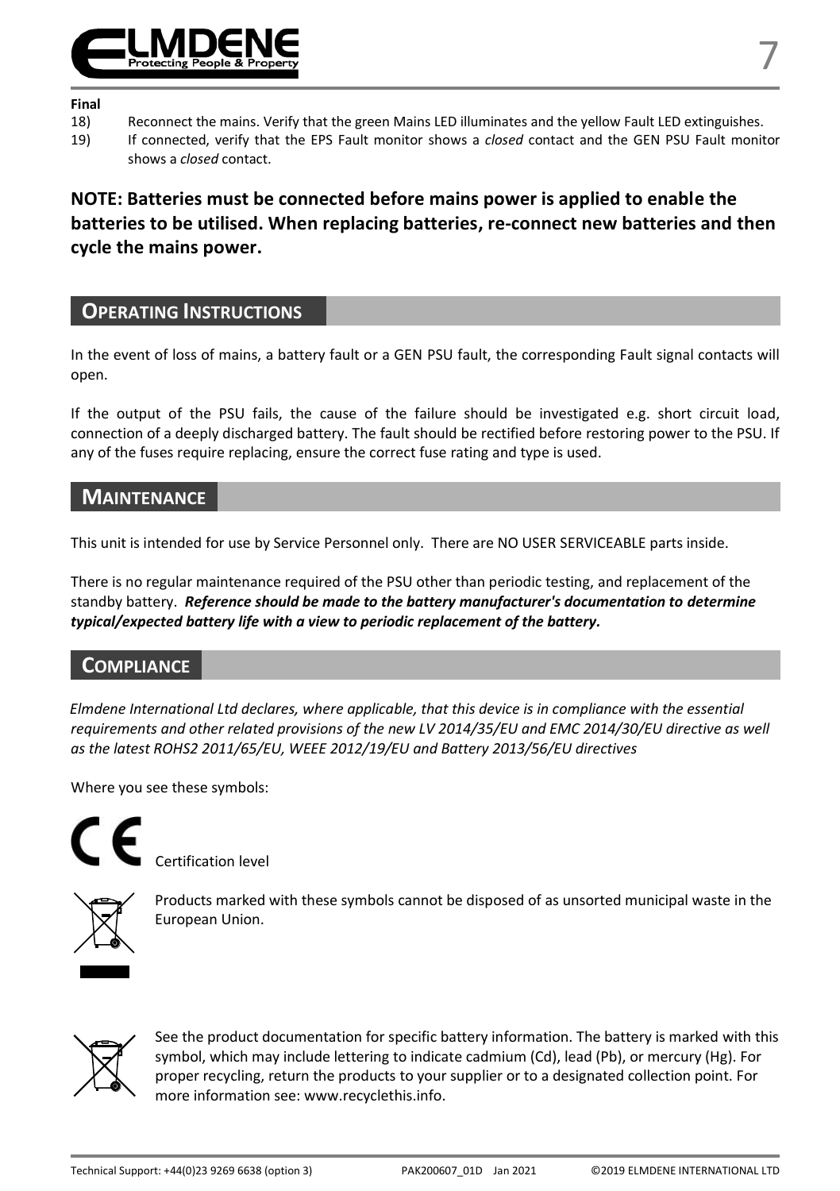**Final**

18) Reconnect the mains. Verify that the green Mains LED illuminates and the yellow Fault LED extinguishes.
19) If connected, verify that the EPS Fault monitor shows a *closed* contact and the GEN PSU Fault monitor shows a *closed* contact.

**NOTE: Batteries must be connected before mains power is applied to enable the batteries to be utilised. When replacing batteries, re-connect new batteries and then cycle the mains power.**

## OPERATING INSTRUCTIONS

In the event of loss of mains, a battery fault or a GEN PSU fault, the corresponding Fault signal contacts will open.

If the output of the PSU fails, the cause of the failure should be investigated e.g. short circuit load, connection of a deeply discharged battery. The fault should be rectified before restoring power to the PSU. If any of the fuses require replacing, ensure the correct fuse rating and type is used.

## MAINTENANCE

This unit is intended for use by Service Personnel only. There are NO USER SERVICEABLE parts inside.

There is no regular maintenance required of the PSU other than periodic testing, and replacement of the standby battery. ***Reference should be made to the battery manufacturer's documentation to determine typical/expected battery life with a view to periodic replacement of the battery.***

## COMPLIANCE

*Elmdene International Ltd declares, where applicable, that this device is in compliance with the essential requirements and other related provisions of the new LV 2014/35/EU and EMC 2014/30/EU directive as well as the latest ROHS2 2011/65/EU, WEEE 2012/19/EU and Battery 2013/56/EU directives*

Where you see these symbols:

CE Certification level

Products marked with these symbols cannot be disposed of as unsorted municipal waste in the European Union.

See the product documentation for specific battery information. The battery is marked with this symbol, which may include lettering to indicate cadmium (Cd), lead (Pb), or mercury (Hg). For proper recycling, return the products to your supplier or to a designated collection point. For more information see: www.recyclethis.info.

Technical Support: +44(0)23 9269 6638 (option 3) PAK200607_01D Jan 2021 ©2019 ELMDENE INTERNATIONAL LTD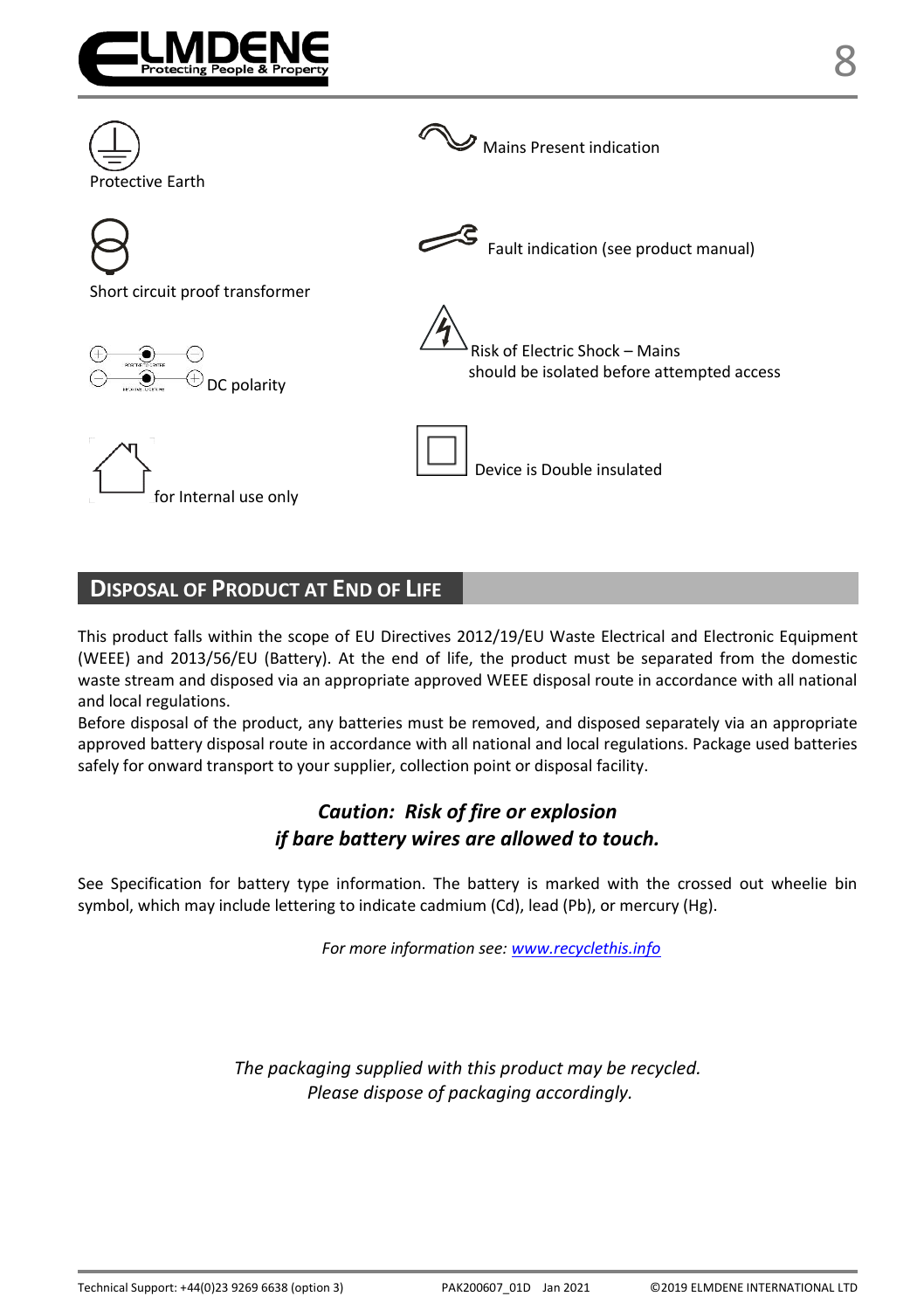Protective Earth

Mains Present indication

Short circuit proof transformer

Fault indication (see product manual)

DC polarity

Risk of Electric Shock – Mains should be isolated before attempted access

for Internal use only

Device is Double insulated

## DISPOSAL OF PRODUCT AT END OF LIFE

This product falls within the scope of EU Directives 2012/19/EU Waste Electrical and Electronic Equipment (WEEE) and 2013/56/EU (Battery). At the end of life, the product must be separated from the domestic waste stream and disposed via an appropriate approved WEEE disposal route in accordance with all national and local regulations.

Before disposal of the product, any batteries must be removed, and disposed separately via an appropriate approved battery disposal route in accordance with all national and local regulations. Package used batteries safely for onward transport to your supplier, collection point or disposal facility.

***Caution: Risk of fire or explosion if bare battery wires are allowed to touch.***

See Specification for battery type information. The battery is marked with the crossed out wheelie bin symbol, which may include lettering to indicate cadmium (Cd), lead (Pb), or mercury (Hg).

*For more information see: www.recyclethis.info*

*The packaging supplied with this product may be recycled.*
*Please dispose of packaging accordingly.*

Technical Support: +44(0)23 9269 6638 (option 3) PAK200607_01D Jan 2021 ©2019 ELMDENE INTERNATIONAL LTD